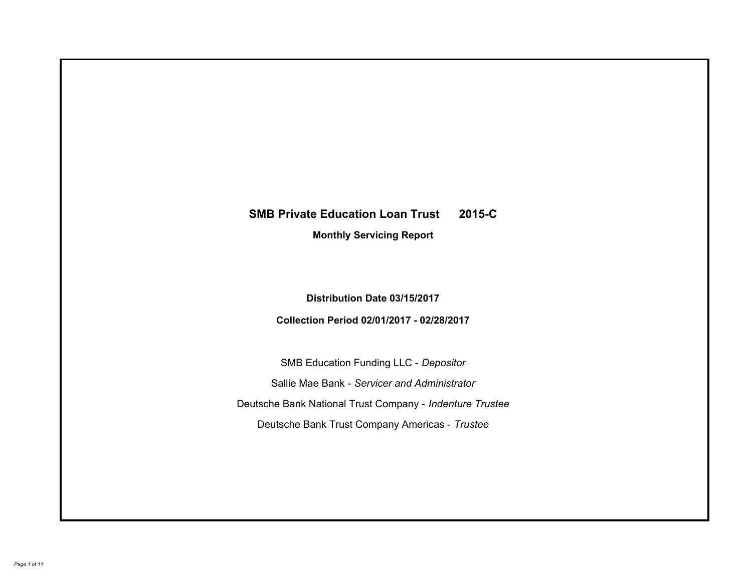# SMB Private Education Loan Trust 2015-C

**Monthly Servicing Report**

**Distribution Date 03/15/2017**

**Collection Period 02/01/2017 - 02/28/2017**

SMB Education Funding LLC - *Depositor*

Sallie Mae Bank - *Servicer and Administrator*

Deutsche Bank National Trust Company - *Indenture Trustee*

Deutsche Bank Trust Company Americas - *Trustee*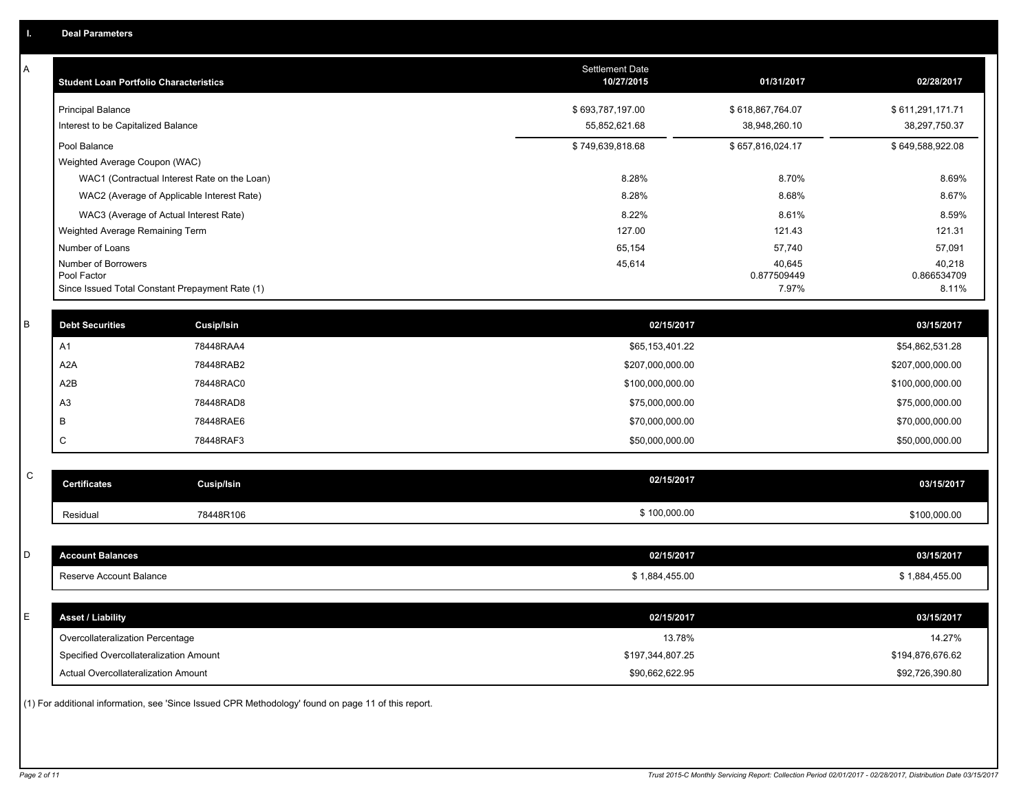## I. Deal Parameters

### A

| Student Loan Portfolio Characteristics | Settlement Date 10/27/2015 | 01/31/2017 | 02/28/2017 |
|---|---|---|---|
| Principal Balance | $ 693,787,197.00 | $ 618,867,764.07 | $ 611,291,171.71 |
| Interest to be Capitalized Balance | 55,852,621.68 | 38,948,260.10 | 38,297,750.37 |
| Pool Balance | $ 749,639,818.68 | $ 657,816,024.17 | $ 649,588,922.08 |
| Weighted Average Coupon (WAC) | | | |
| WAC1 (Contractual Interest Rate on the Loan) | 8.28% | 8.70% | 8.69% |
| WAC2 (Average of Applicable Interest Rate) | 8.28% | 8.68% | 8.67% |
| WAC3 (Average of Actual Interest Rate) | 8.22% | 8.61% | 8.59% |
| Weighted Average Remaining Term | 127.00 | 121.43 | 121.31 |
| Number of Loans | 65,154 | 57,740 | 57,091 |
| Number of Borrowers | 45,614 | 40,645 | 40,218 |
| Pool Factor | | 0.877509449 | 0.866534709 |
| Since Issued Total Constant Prepayment Rate (1) | | 7.97% | 8.11% |

### B

| Debt Securities | Cusip/Isin | 02/15/2017 | 03/15/2017 |
|---|---|---|---|
| A1 | 78448RAA4 | $65,153,401.22 | $54,862,531.28 |
| A2A | 78448RAB2 | $207,000,000.00 | $207,000,000.00 |
| A2B | 78448RAC0 | $100,000,000.00 | $100,000,000.00 |
| A3 | 78448RAD8 | $75,000,000.00 | $75,000,000.00 |
| B | 78448RAE6 | $70,000,000.00 | $70,000,000.00 |
| C | 78448RAF3 | $50,000,000.00 | $50,000,000.00 |

### C

| Certificates | Cusip/Isin | 02/15/2017 | 03/15/2017 |
|---|---|---|---|
| Residual | 78448R106 | $ 100,000.00 | $100,000.00 |

### D

| Account Balances | 02/15/2017 | 03/15/2017 |
|---|---|---|
| Reserve Account Balance | $ 1,884,455.00 | $ 1,884,455.00 |

### E

| Asset / Liability | 02/15/2017 | 03/15/2017 |
|---|---|---|
| Overcollateralization Percentage | 13.78% | 14.27% |
| Specified Overcollateralization Amount | $197,344,807.25 | $194,876,676.62 |
| Actual Overcollateralization Amount | $90,662,622.95 | $92,726,390.80 |

(1) For additional information, see 'Since Issued CPR Methodology' found on page 11 of this report.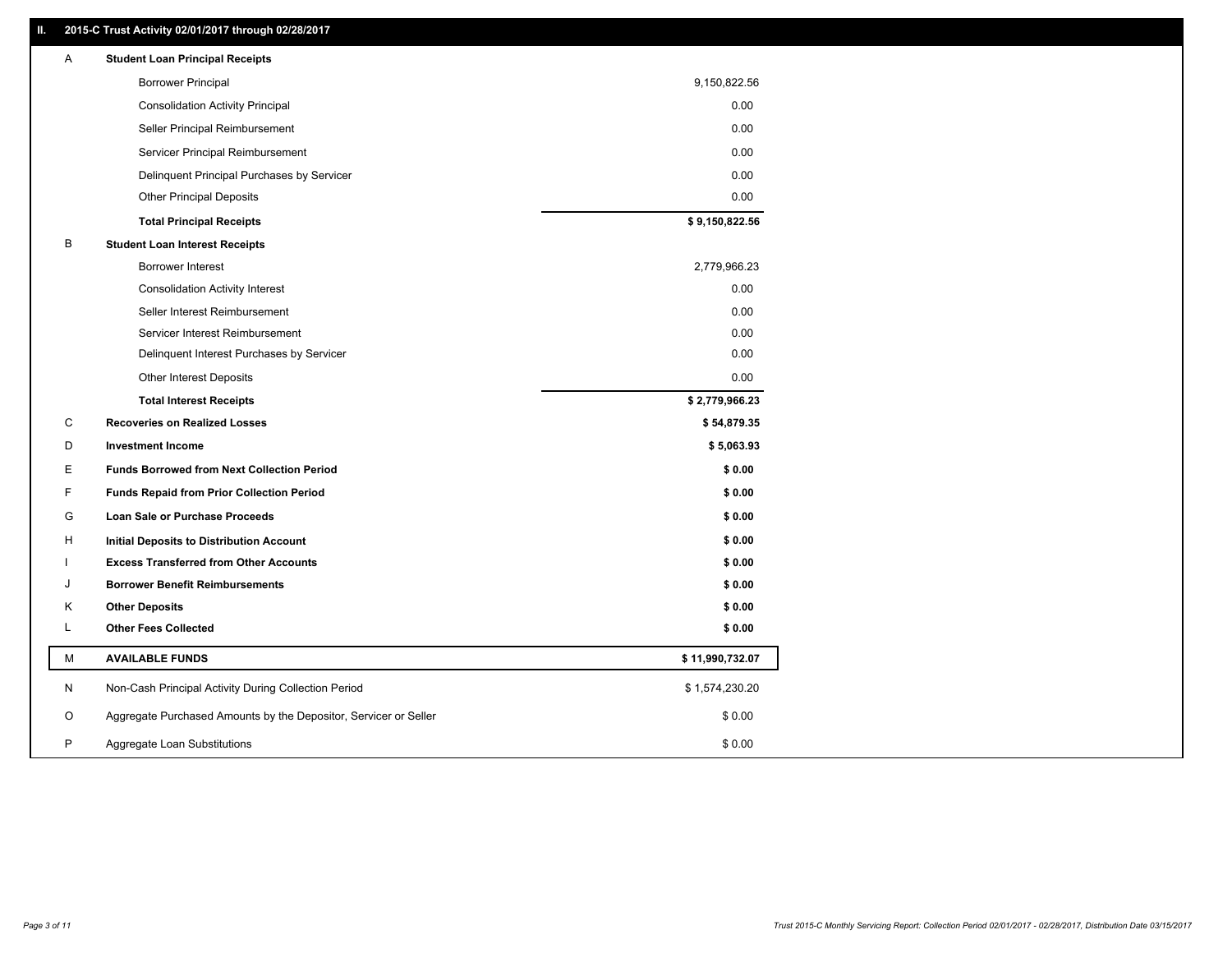## II. 2015-C Trust Activity 02/01/2017 through 02/28/2017

| | | |
|---|---|---|
| A | **Student Loan Principal Receipts** | |
| | Borrower Principal | 9,150,822.56 |
| | Consolidation Activity Principal | 0.00 |
| | Seller Principal Reimbursement | 0.00 |
| | Servicer Principal Reimbursement | 0.00 |
| | Delinquent Principal Purchases by Servicer | 0.00 |
| | Other Principal Deposits | 0.00 |
| | **Total Principal Receipts** | **$ 9,150,822.56** |
| B | **Student Loan Interest Receipts** | |
| | Borrower Interest | 2,779,966.23 |
| | Consolidation Activity Interest | 0.00 |
| | Seller Interest Reimbursement | 0.00 |
| | Servicer Interest Reimbursement | 0.00 |
| | Delinquent Interest Purchases by Servicer | 0.00 |
| | Other Interest Deposits | 0.00 |
| | **Total Interest Receipts** | **$ 2,779,966.23** |
| C | **Recoveries on Realized Losses** | **$ 54,879.35** |
| D | **Investment Income** | **$ 5,063.93** |
| E | **Funds Borrowed from Next Collection Period** | **$ 0.00** |
| F | **Funds Repaid from Prior Collection Period** | **$ 0.00** |
| G | **Loan Sale or Purchase Proceeds** | **$ 0.00** |
| H | **Initial Deposits to Distribution Account** | **$ 0.00** |
| I | **Excess Transferred from Other Accounts** | **$ 0.00** |
| J | **Borrower Benefit Reimbursements** | **$ 0.00** |
| K | **Other Deposits** | **$ 0.00** |
| L | **Other Fees Collected** | **$ 0.00** |
| M | **AVAILABLE FUNDS** | **$ 11,990,732.07** |
| N | Non-Cash Principal Activity During Collection Period | $ 1,574,230.20 |
| O | Aggregate Purchased Amounts by the Depositor, Servicer or Seller | $ 0.00 |
| P | Aggregate Loan Substitutions | $ 0.00 |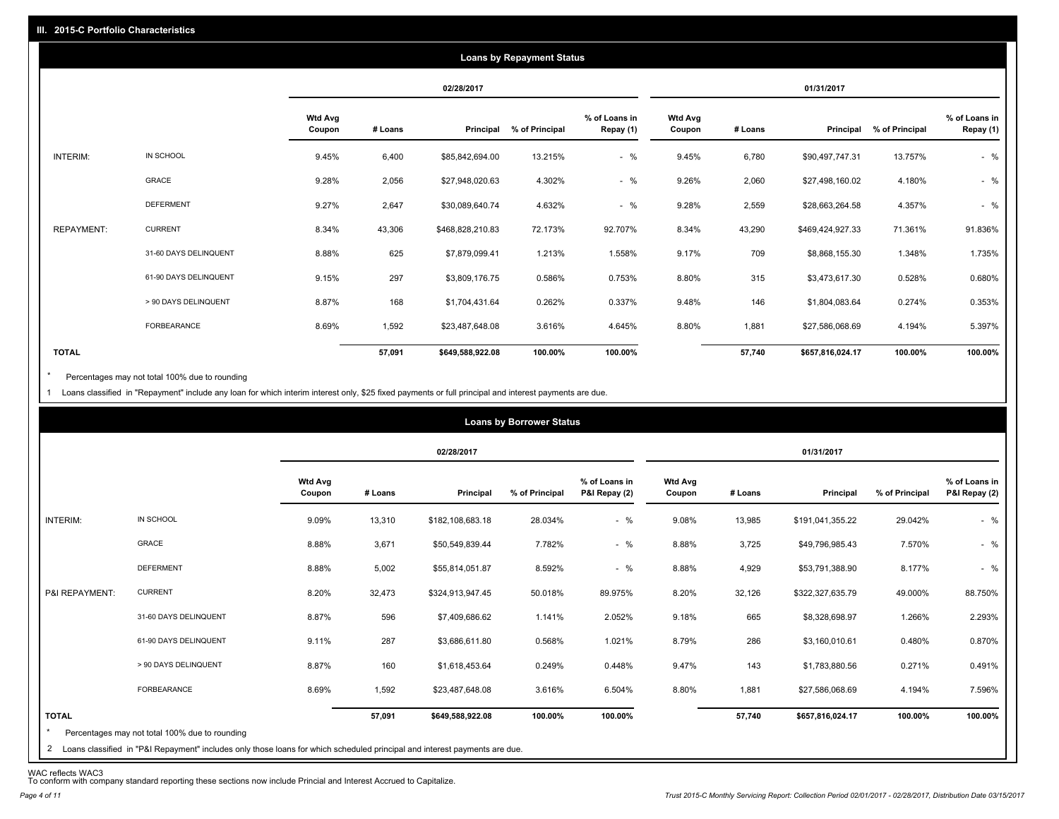## III. 2015-C Portfolio Characteristics

### Loans by Repayment Status

| | | 02/28/2017 | | | | | 01/31/2017 | | | | |
|---|---|---|---|---|---|---|---|---|---|---|---|
| | | Wtd Avg Coupon | # Loans | Principal | % of Principal | % of Loans in Repay (1) | Wtd Avg Coupon | # Loans | Principal | % of Principal | % of Loans in Repay (1) |
| INTERIM: | IN SCHOOL | 9.45% | 6,400 | $85,842,694.00 | 13.215% | - % | 9.45% | 6,780 | $90,497,747.31 | 13.757% | - % |
| | GRACE | 9.28% | 2,056 | $27,948,020.63 | 4.302% | - % | 9.26% | 2,060 | $27,498,160.02 | 4.180% | - % |
| | DEFERMENT | 9.27% | 2,647 | $30,089,640.74 | 4.632% | - % | 9.28% | 2,559 | $28,663,264.58 | 4.357% | - % |
| REPAYMENT: | CURRENT | 8.34% | 43,306 | $468,828,210.83 | 72.173% | 92.707% | 8.34% | 43,290 | $469,424,927.33 | 71.361% | 91.836% |
| | 31-60 DAYS DELINQUENT | 8.88% | 625 | $7,879,099.41 | 1.213% | 1.558% | 9.17% | 709 | $8,868,155.30 | 1.348% | 1.735% |
| | 61-90 DAYS DELINQUENT | 9.15% | 297 | $3,809,176.75 | 0.586% | 0.753% | 8.80% | 315 | $3,473,617.30 | 0.528% | 0.680% |
| | > 90 DAYS DELINQUENT | 8.87% | 168 | $1,704,431.64 | 0.262% | 0.337% | 9.48% | 146 | $1,804,083.64 | 0.274% | 0.353% |
| | FORBEARANCE | 8.69% | 1,592 | $23,487,648.08 | 3.616% | 4.645% | 8.80% | 1,881 | $27,586,068.69 | 4.194% | 5.397% |
| **TOTAL** | | | **57,091** | **$649,588,922.08** | **100.00%** | **100.00%** | | **57,740** | **$657,816,024.17** | **100.00%** | **100.00%** |

\* Percentages may not total 100% due to rounding

1 Loans classified in "Repayment" include any loan for which interim interest only, $25 fixed payments or full principal and interest payments are due.

### Loans by Borrower Status

| | | 02/28/2017 | | | | | 01/31/2017 | | | | |
|---|---|---|---|---|---|---|---|---|---|---|---|
| | | Wtd Avg Coupon | # Loans | Principal | % of Principal | % of Loans in P&I Repay (2) | Wtd Avg Coupon | # Loans | Principal | % of Principal | % of Loans in P&I Repay (2) |
| INTERIM: | IN SCHOOL | 9.09% | 13,310 | $182,108,683.18 | 28.034% | - % | 9.08% | 13,985 | $191,041,355.22 | 29.042% | - % |
| | GRACE | 8.88% | 3,671 | $50,549,839.44 | 7.782% | - % | 8.88% | 3,725 | $49,796,985.43 | 7.570% | - % |
| | DEFERMENT | 8.88% | 5,002 | $55,814,051.87 | 8.592% | - % | 8.88% | 4,929 | $53,791,388.90 | 8.177% | - % |
| P&I REPAYMENT: | CURRENT | 8.20% | 32,473 | $324,913,947.45 | 50.018% | 89.975% | 8.20% | 32,126 | $322,327,635.79 | 49.000% | 88.750% |
| | 31-60 DAYS DELINQUENT | 8.87% | 596 | $7,409,686.62 | 1.141% | 2.052% | 9.18% | 665 | $8,328,698.97 | 1.266% | 2.293% |
| | 61-90 DAYS DELINQUENT | 9.11% | 287 | $3,686,611.80 | 0.568% | 1.021% | 8.79% | 286 | $3,160,010.61 | 0.480% | 0.870% |
| | > 90 DAYS DELINQUENT | 8.87% | 160 | $1,618,453.64 | 0.249% | 0.448% | 9.47% | 143 | $1,783,880.56 | 0.271% | 0.491% |
| | FORBEARANCE | 8.69% | 1,592 | $23,487,648.08 | 3.616% | 6.504% | 8.80% | 1,881 | $27,586,068.69 | 4.194% | 7.596% |
| **TOTAL** | | | **57,091** | **$649,588,922.08** | **100.00%** | **100.00%** | | **57,740** | **$657,816,024.17** | **100.00%** | **100.00%** |

\* Percentages may not total 100% due to rounding

2 Loans classified in "P&I Repayment" includes only those loans for which scheduled principal and interest payments are due.

WAC reflects WAC3
To conform with company standard reporting these sections now include Princial and Interest Accrued to Capitalize.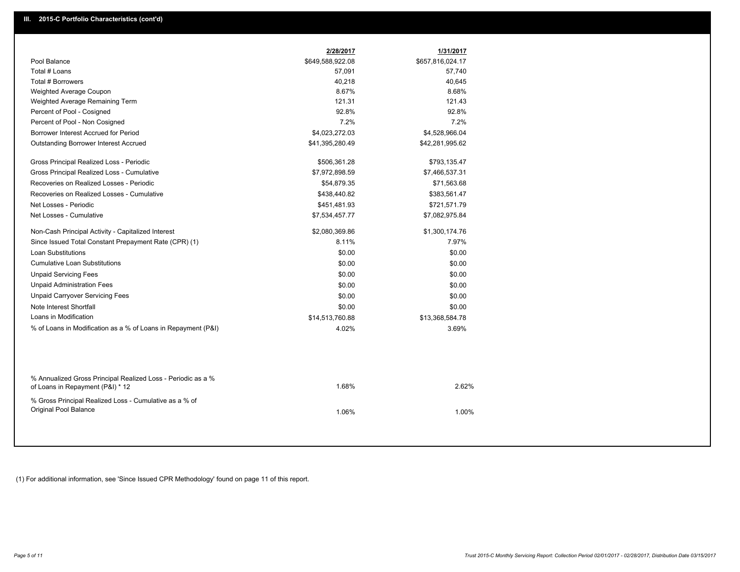## III. 2015-C Portfolio Characteristics (cont'd)

| | 2/28/2017 | 1/31/2017 |
|---|---|---|
| Pool Balance | $649,588,922.08 | $657,816,024.17 |
| Total # Loans | 57,091 | 57,740 |
| Total # Borrowers | 40,218 | 40,645 |
| Weighted Average Coupon | 8.67% | 8.68% |
| Weighted Average Remaining Term | 121.31 | 121.43 |
| Percent of Pool - Cosigned | 92.8% | 92.8% |
| Percent of Pool - Non Cosigned | 7.2% | 7.2% |
| Borrower Interest Accrued for Period | $4,023,272.03 | $4,528,966.04 |
| Outstanding Borrower Interest Accrued | $41,395,280.49 | $42,281,995.62 |
| Gross Principal Realized Loss - Periodic | $506,361.28 | $793,135.47 |
| Gross Principal Realized Loss - Cumulative | $7,972,898.59 | $7,466,537.31 |
| Recoveries on Realized Losses - Periodic | $54,879.35 | $71,563.68 |
| Recoveries on Realized Losses - Cumulative | $438,440.82 | $383,561.47 |
| Net Losses - Periodic | $451,481.93 | $721,571.79 |
| Net Losses - Cumulative | $7,534,457.77 | $7,082,975.84 |
| Non-Cash Principal Activity - Capitalized Interest | $2,080,369.86 | $1,300,174.76 |
| Since Issued Total Constant Prepayment Rate (CPR) (1) | 8.11% | 7.97% |
| Loan Substitutions | $0.00 | $0.00 |
| Cumulative Loan Substitutions | $0.00 | $0.00 |
| Unpaid Servicing Fees | $0.00 | $0.00 |
| Unpaid Administration Fees | $0.00 | $0.00 |
| Unpaid Carryover Servicing Fees | $0.00 | $0.00 |
| Note Interest Shortfall | $0.00 | $0.00 |
| Loans in Modification | $14,513,760.88 | $13,368,584.78 |
| % of Loans in Modification as a % of Loans in Repayment (P&I) | 4.02% | 3.69% |
| % Annualized Gross Principal Realized Loss - Periodic as a % of Loans in Repayment (P&I) * 12 | 1.68% | 2.62% |
| % Gross Principal Realized Loss - Cumulative as a % of Original Pool Balance | 1.06% | 1.00% |

(1) For additional information, see 'Since Issued CPR Methodology' found on page 11 of this report.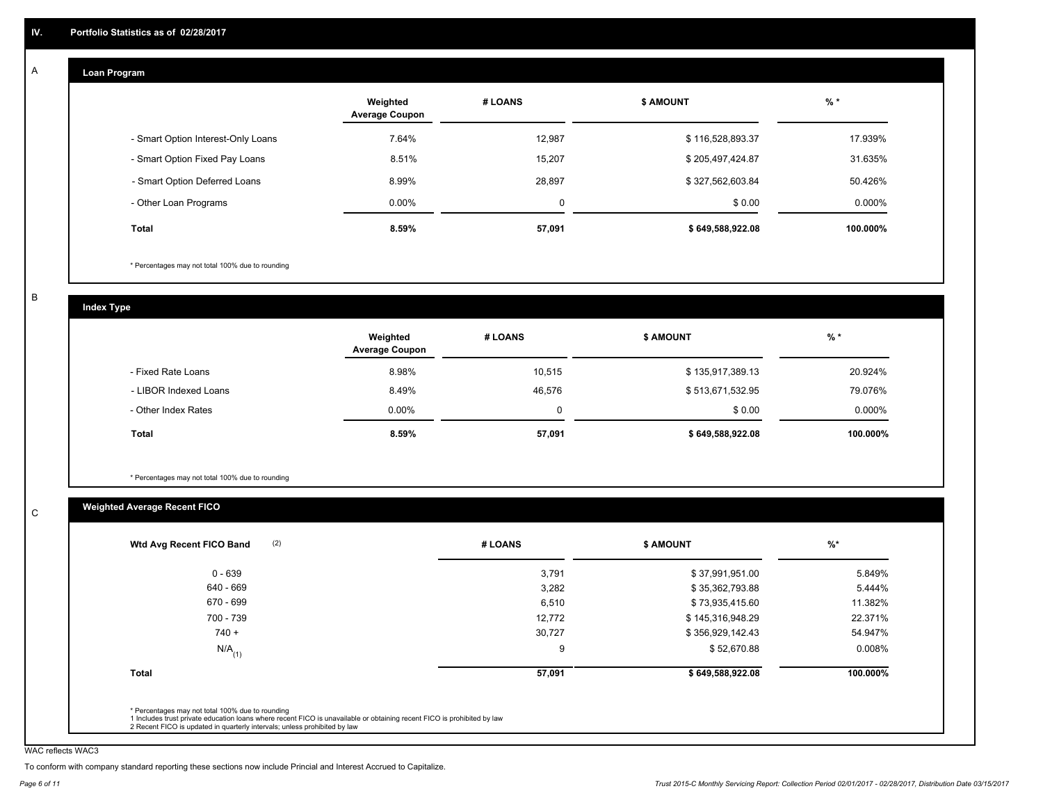## IV. Portfolio Statistics as of 02/28/2017

### A Loan Program

| | Weighted Average Coupon | # LOANS | $ AMOUNT | % * |
|---|---|---|---|---|
| - Smart Option Interest-Only Loans | 7.64% | 12,987 | $ 116,528,893.37 | 17.939% |
| - Smart Option Fixed Pay Loans | 8.51% | 15,207 | $ 205,497,424.87 | 31.635% |
| - Smart Option Deferred Loans | 8.99% | 28,897 | $ 327,562,603.84 | 50.426% |
| - Other Loan Programs | 0.00% | 0 | $ 0.00 | 0.000% |
| **Total** | **8.59%** | **57,091** | **$ 649,588,922.08** | **100.000%** |

* Percentages may not total 100% due to rounding

### B Index Type

| | Weighted Average Coupon | # LOANS | $ AMOUNT | % * |
|---|---|---|---|---|
| - Fixed Rate Loans | 8.98% | 10,515 | $ 135,917,389.13 | 20.924% |
| - LIBOR Indexed Loans | 8.49% | 46,576 | $ 513,671,532.95 | 79.076% |
| - Other Index Rates | 0.00% | 0 | $ 0.00 | 0.000% |
| **Total** | **8.59%** | **57,091** | **$ 649,588,922.08** | **100.000%** |

* Percentages may not total 100% due to rounding

### C Weighted Average Recent FICO

| Wtd Avg Recent FICO Band (2) | # LOANS | $ AMOUNT | %* |
|---|---|---|---|
| 0 - 639 | 3,791 | $ 37,991,951.00 | 5.849% |
| 640 - 669 | 3,282 | $ 35,362,793.88 | 5.444% |
| 670 - 699 | 6,510 | $ 73,935,415.60 | 11.382% |
| 700 - 739 | 12,772 | $ 145,316,948.29 | 22.371% |
| 740 + | 30,727 | $ 356,929,142.43 | 54.947% |
| N/A (1) | 9 | $ 52,670.88 | 0.008% |
| **Total** | **57,091** | **$ 649,588,922.08** | **100.000%** |

* Percentages may not total 100% due to rounding
1 Includes trust private education loans where recent FICO is unavailable or obtaining recent FICO is prohibited by law
2 Recent FICO is updated in quarterly intervals; unless prohibited by law

WAC reflects WAC3

To conform with company standard reporting these sections now include Princial and Interest Accrued to Capitalize.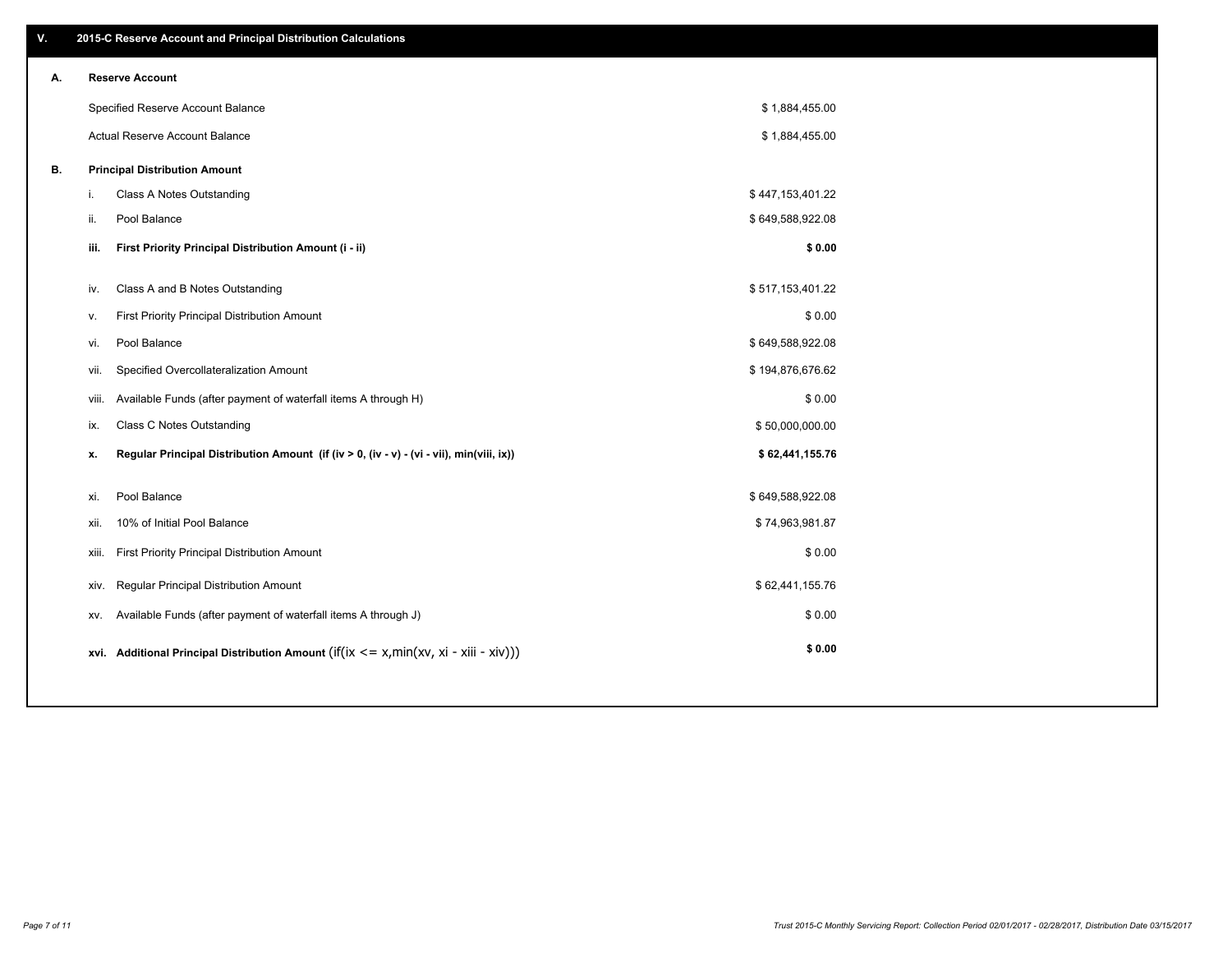## V. 2015-C Reserve Account and Principal Distribution Calculations

### A. Reserve Account

| | |
|---|---|
| Specified Reserve Account Balance | $ 1,884,455.00 |
| Actual Reserve Account Balance | $ 1,884,455.00 |

### B. Principal Distribution Amount

| | | |
|---|---|---|
| i. | Class A Notes Outstanding | $ 447,153,401.22 |
| ii. | Pool Balance | $ 649,588,922.08 |
| **iii.** | **First Priority Principal Distribution Amount (i - ii)** | **$ 0.00** |
| iv. | Class A and B Notes Outstanding | $ 517,153,401.22 |
| v. | First Priority Principal Distribution Amount | $ 0.00 |
| vi. | Pool Balance | $ 649,588,922.08 |
| vii. | Specified Overcollateralization Amount | $ 194,876,676.62 |
| viii. | Available Funds (after payment of waterfall items A through H) | $ 0.00 |
| ix. | Class C Notes Outstanding | $ 50,000,000.00 |
| **x.** | **Regular Principal Distribution Amount (if (iv > 0, (iv - v) - (vi - vii), min(viii, ix))** | **$ 62,441,155.76** |
| xi. | Pool Balance | $ 649,588,922.08 |
| xii. | 10% of Initial Pool Balance | $ 74,963,981.87 |
| xiii. | First Priority Principal Distribution Amount | $ 0.00 |
| xiv. | Regular Principal Distribution Amount | $ 62,441,155.76 |
| xv. | Available Funds (after payment of waterfall items A through J) | $ 0.00 |
| **xvi.** | **Additional Principal Distribution Amount** (if(ix <= x,min(xv, xi - xiii - xiv))) | **$ 0.00** |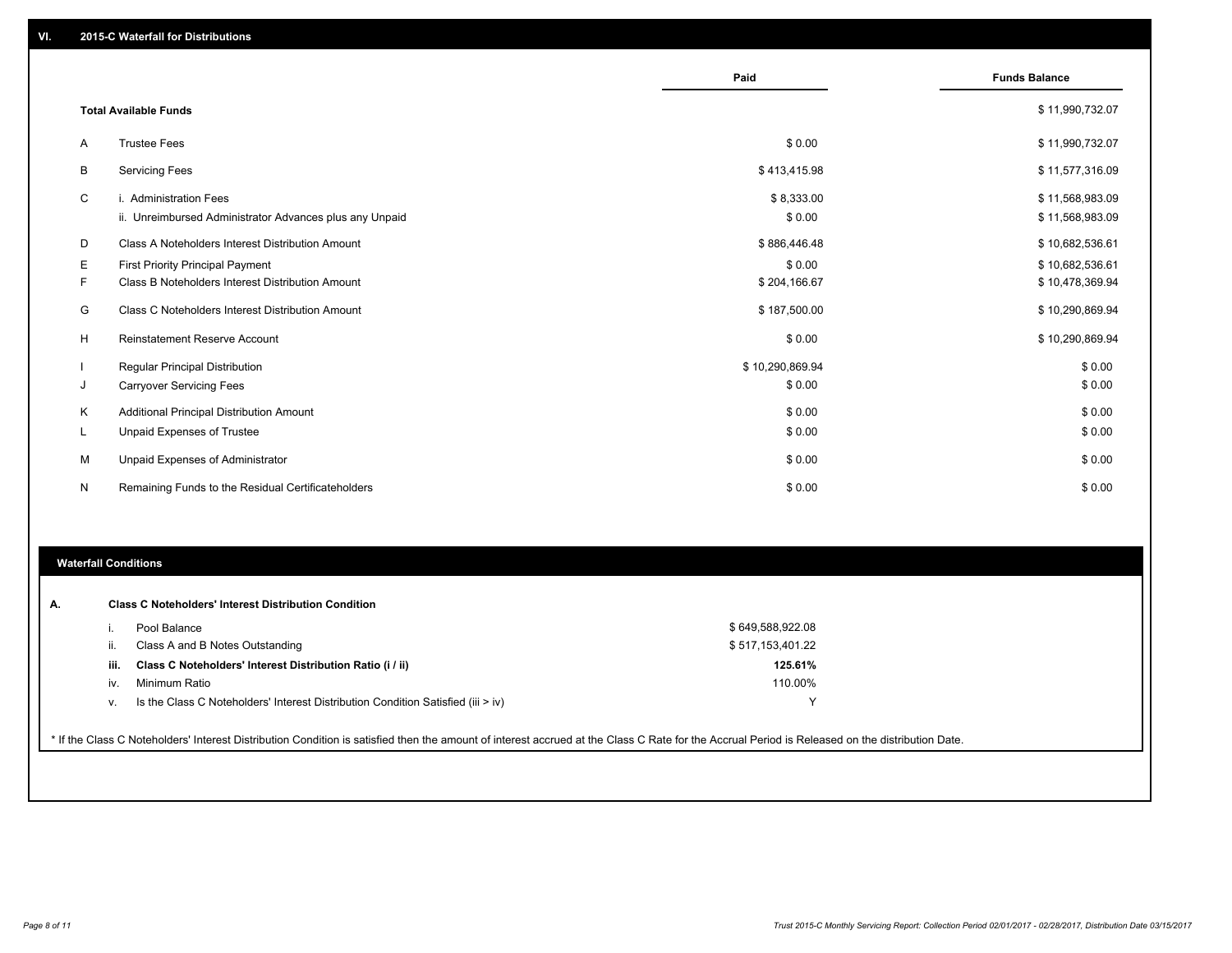## VI. 2015-C Waterfall for Distributions

| | | Paid | Funds Balance |
|---|---|---|---|
| | **Total Available Funds** | | $ 11,990,732.07 |
| A | Trustee Fees | $ 0.00 | $ 11,990,732.07 |
| B | Servicing Fees | $ 413,415.98 | $ 11,577,316.09 |
| C | i. Administration Fees | $ 8,333.00 | $ 11,568,983.09 |
| | ii. Unreimbursed Administrator Advances plus any Unpaid | $ 0.00 | $ 11,568,983.09 |
| D | Class A Noteholders Interest Distribution Amount | $ 886,446.48 | $ 10,682,536.61 |
| E | First Priority Principal Payment | $ 0.00 | $ 10,682,536.61 |
| F | Class B Noteholders Interest Distribution Amount | $ 204,166.67 | $ 10,478,369.94 |
| G | Class C Noteholders Interest Distribution Amount | $ 187,500.00 | $ 10,290,869.94 |
| H | Reinstatement Reserve Account | $ 0.00 | $ 10,290,869.94 |
| I | Regular Principal Distribution | $ 10,290,869.94 | $ 0.00 |
| J | Carryover Servicing Fees | $ 0.00 | $ 0.00 |
| K | Additional Principal Distribution Amount | $ 0.00 | $ 0.00 |
| L | Unpaid Expenses of Trustee | $ 0.00 | $ 0.00 |
| M | Unpaid Expenses of Administrator | $ 0.00 | $ 0.00 |
| N | Remaining Funds to the Residual Certificateholders | $ 0.00 | $ 0.00 |

### Waterfall Conditions

**A. Class C Noteholders' Interest Distribution Condition**

| | | |
|---|---|---|
| i. | Pool Balance | $ 649,588,922.08 |
| ii. | Class A and B Notes Outstanding | $ 517,153,401.22 |
| **iii.** | **Class C Noteholders' Interest Distribution Ratio (i / ii)** | **125.61%** |
| iv. | Minimum Ratio | 110.00% |
| v. | Is the Class C Noteholders' Interest Distribution Condition Satisfied (iii > iv) | Y |

* If the Class C Noteholders' Interest Distribution Condition is satisfied then the amount of interest accrued at the Class C Rate for the Accrual Period is Released on the distribution Date.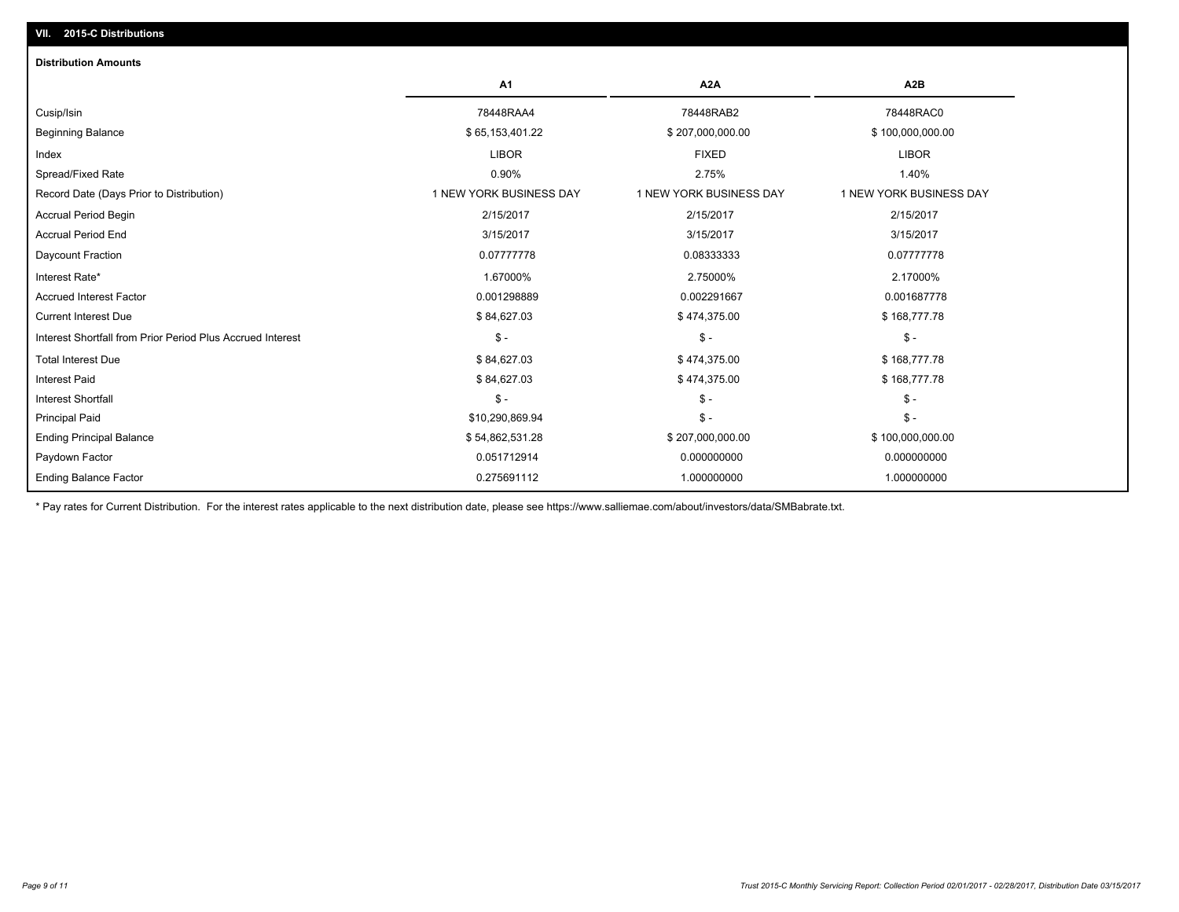## VII. 2015-C Distributions

### Distribution Amounts

| | A1 | A2A | A2B |
|---|---|---|---|
| Cusip/Isin | 78448RAA4 | 78448RAB2 | 78448RAC0 |
| Beginning Balance | $ 65,153,401.22 | $ 207,000,000.00 | $ 100,000,000.00 |
| Index | LIBOR | FIXED | LIBOR |
| Spread/Fixed Rate | 0.90% | 2.75% | 1.40% |
| Record Date (Days Prior to Distribution) | 1 NEW YORK BUSINESS DAY | 1 NEW YORK BUSINESS DAY | 1 NEW YORK BUSINESS DAY |
| Accrual Period Begin | 2/15/2017 | 2/15/2017 | 2/15/2017 |
| Accrual Period End | 3/15/2017 | 3/15/2017 | 3/15/2017 |
| Daycount Fraction | 0.07777778 | 0.08333333 | 0.07777778 |
| Interest Rate* | 1.67000% | 2.75000% | 2.17000% |
| Accrued Interest Factor | 0.001298889 | 0.002291667 | 0.001687778 |
| Current Interest Due | $ 84,627.03 | $ 474,375.00 | $ 168,777.78 |
| Interest Shortfall from Prior Period Plus Accrued Interest | $ - | $ - | $ - |
| Total Interest Due | $ 84,627.03 | $ 474,375.00 | $ 168,777.78 |
| Interest Paid | $ 84,627.03 | $ 474,375.00 | $ 168,777.78 |
| Interest Shortfall | $ - | $ - | $ - |
| Principal Paid | $10,290,869.94 | $ - | $ - |
| Ending Principal Balance | $ 54,862,531.28 | $ 207,000,000.00 | $ 100,000,000.00 |
| Paydown Factor | 0.051712914 | 0.000000000 | 0.000000000 |
| Ending Balance Factor | 0.275691112 | 1.000000000 | 1.000000000 |

* Pay rates for Current Distribution. For the interest rates applicable to the next distribution date, please see https://www.salliemae.com/about/investors/data/SMBabrate.txt.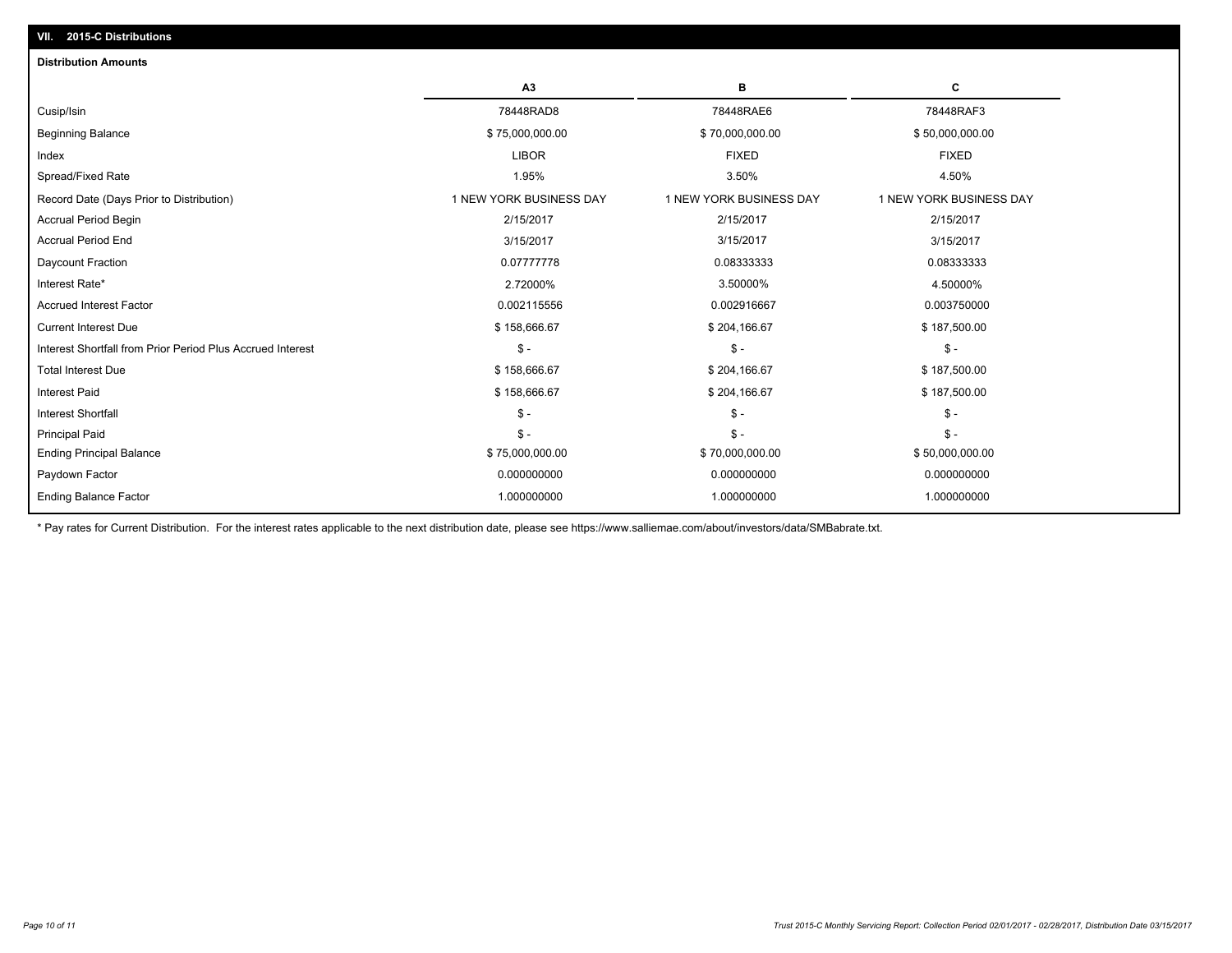## VII. 2015-C Distributions

### Distribution Amounts

| | A3 | B | C |
|---|---|---|---|
| Cusip/Isin | 78448RAD8 | 78448RAE6 | 78448RAF3 |
| Beginning Balance | $ 75,000,000.00 | $ 70,000,000.00 | $ 50,000,000.00 |
| Index | LIBOR | FIXED | FIXED |
| Spread/Fixed Rate | 1.95% | 3.50% | 4.50% |
| Record Date (Days Prior to Distribution) | 1 NEW YORK BUSINESS DAY | 1 NEW YORK BUSINESS DAY | 1 NEW YORK BUSINESS DAY |
| Accrual Period Begin | 2/15/2017 | 2/15/2017 | 2/15/2017 |
| Accrual Period End | 3/15/2017 | 3/15/2017 | 3/15/2017 |
| Daycount Fraction | 0.07777778 | 0.08333333 | 0.08333333 |
| Interest Rate* | 2.72000% | 3.50000% | 4.50000% |
| Accrued Interest Factor | 0.002115556 | 0.002916667 | 0.003750000 |
| Current Interest Due | $ 158,666.67 | $ 204,166.67 | $ 187,500.00 |
| Interest Shortfall from Prior Period Plus Accrued Interest | $ - | $ - | $ - |
| Total Interest Due | $ 158,666.67 | $ 204,166.67 | $ 187,500.00 |
| Interest Paid | $ 158,666.67 | $ 204,166.67 | $ 187,500.00 |
| Interest Shortfall | $ - | $ - | $ - |
| Principal Paid | $ - | $ - | $ - |
| Ending Principal Balance | $ 75,000,000.00 | $ 70,000,000.00 | $ 50,000,000.00 |
| Paydown Factor | 0.000000000 | 0.000000000 | 0.000000000 |
| Ending Balance Factor | 1.000000000 | 1.000000000 | 1.000000000 |

* Pay rates for Current Distribution. For the interest rates applicable to the next distribution date, please see https://www.salliemae.com/about/investors/data/SMBabrate.txt.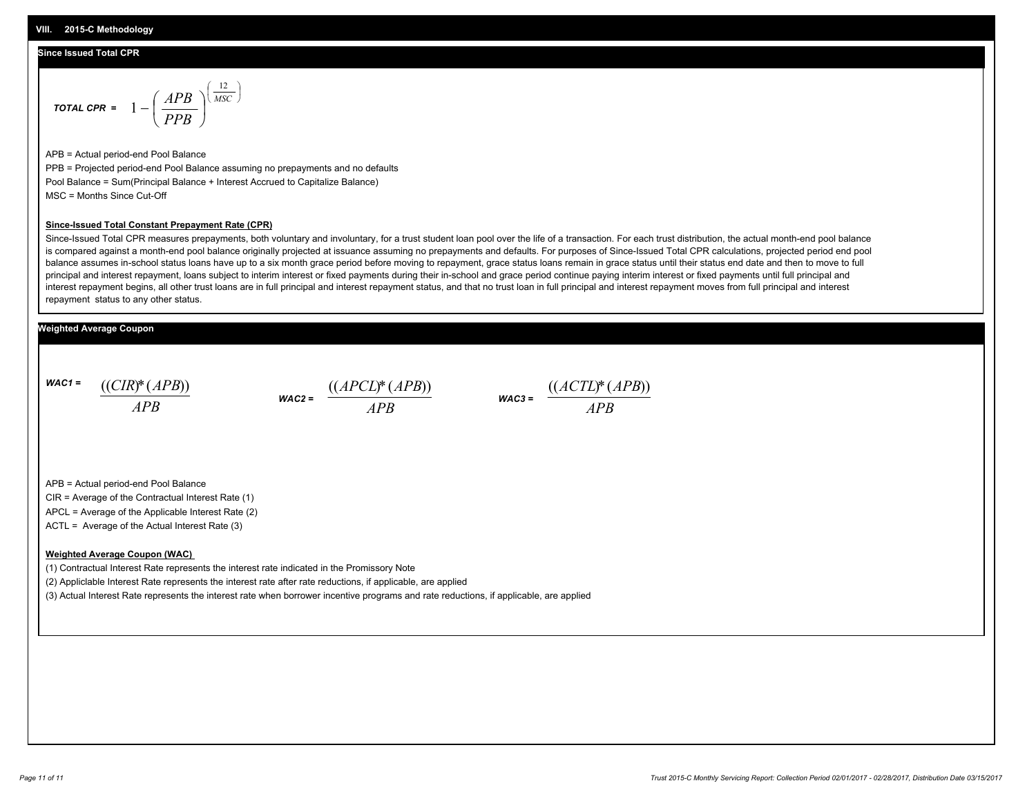## VIII. 2015-C Methodology

### Since Issued Total CPR

$$\textbf{TOTAL CPR} = 1 - \left(\frac{APB}{PPB}\right)^{\left(\frac{12}{MSC}\right)}$$

APB = Actual period-end Pool Balance

PPB = Projected period-end Pool Balance assuming no prepayments and no defaults

Pool Balance = Sum(Principal Balance + Interest Accrued to Capitalize Balance)

MSC = Months Since Cut-Off

**Since-Issued Total Constant Prepayment Rate (CPR)**

Since-Issued Total CPR measures prepayments, both voluntary and involuntary, for a trust student loan pool over the life of a transaction. For each trust distribution, the actual month-end pool balance is compared against a month-end pool balance originally projected at issuance assuming no prepayments and defaults. For purposes of Since-Issued Total CPR calculations, projected period end pool balance assumes in-school status loans have up to a six month grace period before moving to repayment, grace status loans remain in grace status until their status end date and then to move to full principal and interest repayment, loans subject to interim interest or fixed payments during their in-school and grace period continue paying interim interest or fixed payments until full principal and interest repayment begins, all other trust loans are in full principal and interest repayment status, and that no trust loan in full principal and interest repayment moves from full principal and interest repayment status to any other status.

### Weighted Average Coupon

$$\textbf{WAC1} = \frac{((CIR)*(APB))}{APB} \qquad \textbf{WAC2} = \frac{((APCL)*(APB))}{APB} \qquad \textbf{WAC3} = \frac{((ACTL)*(APB))}{APB}$$

APB = Actual period-end Pool Balance

CIR = Average of the Contractual Interest Rate (1)

APCL = Average of the Applicable Interest Rate (2)

ACTL = Average of the Actual Interest Rate (3)

**Weighted Average Coupon (WAC)**

(1) Contractual Interest Rate represents the interest rate indicated in the Promissory Note

(2) Appliclable Interest Rate represents the interest rate after rate reductions, if applicable, are applied

(3) Actual Interest Rate represents the interest rate when borrower incentive programs and rate reductions, if applicable, are applied